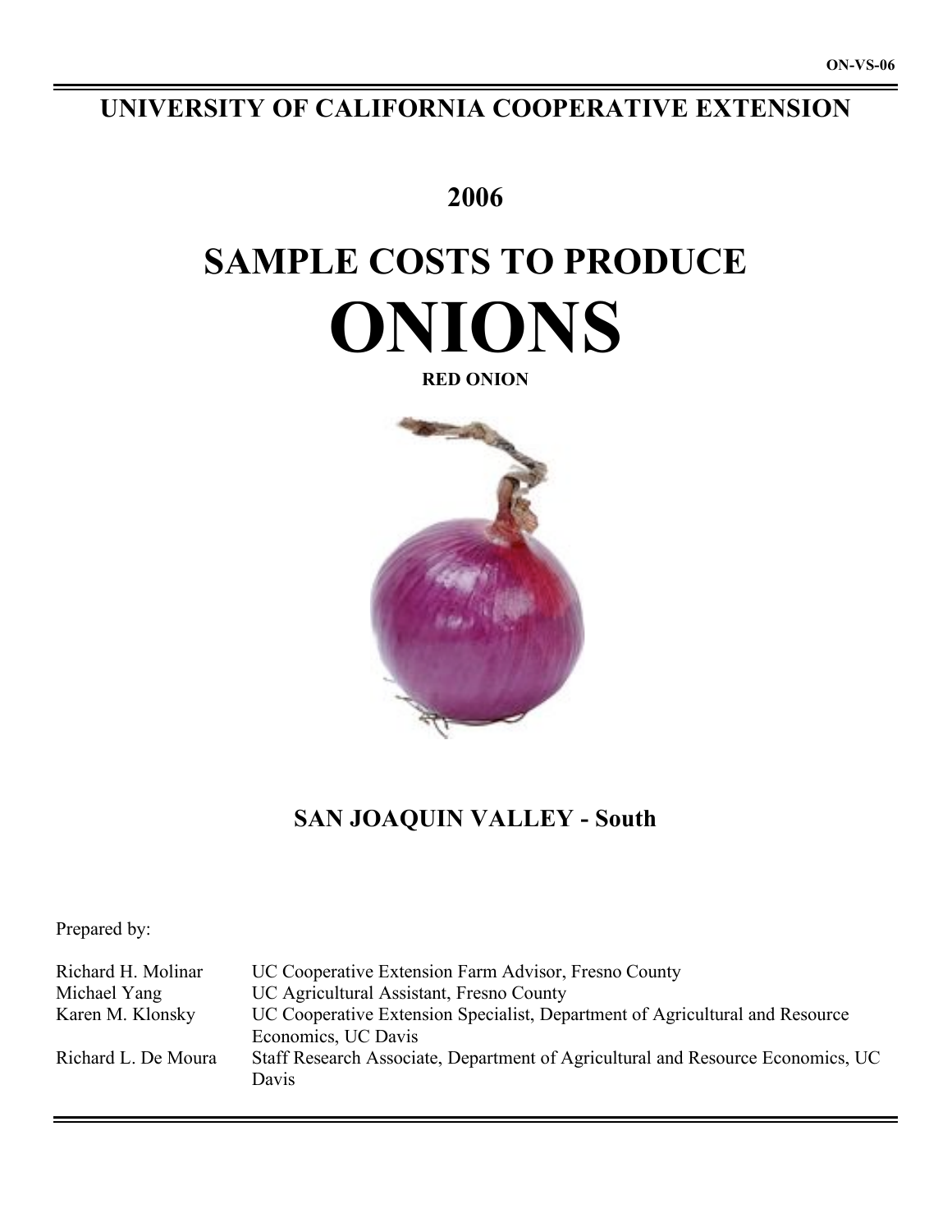ON-VS-06

# UNIVERSITY OF CALIFORNIA COOPERATIVE EXTENSION

## 2006

# SAMPLE COSTS TO PRODUCE

# ONIONS

**RED ONION**

## SAN JOAQUIN VALLEY - South

Prepared by:

| | |
|---|---|
| Richard H. Molinar | UC Cooperative Extension Farm Advisor, Fresno County |
| Michael Yang | UC Agricultural Assistant, Fresno County |
| Karen M. Klonsky | UC Cooperative Extension Specialist, Department of Agricultural and Resource Economics, UC Davis |
| Richard L. De Moura | Staff Research Associate, Department of Agricultural and Resource Economics, UC Davis |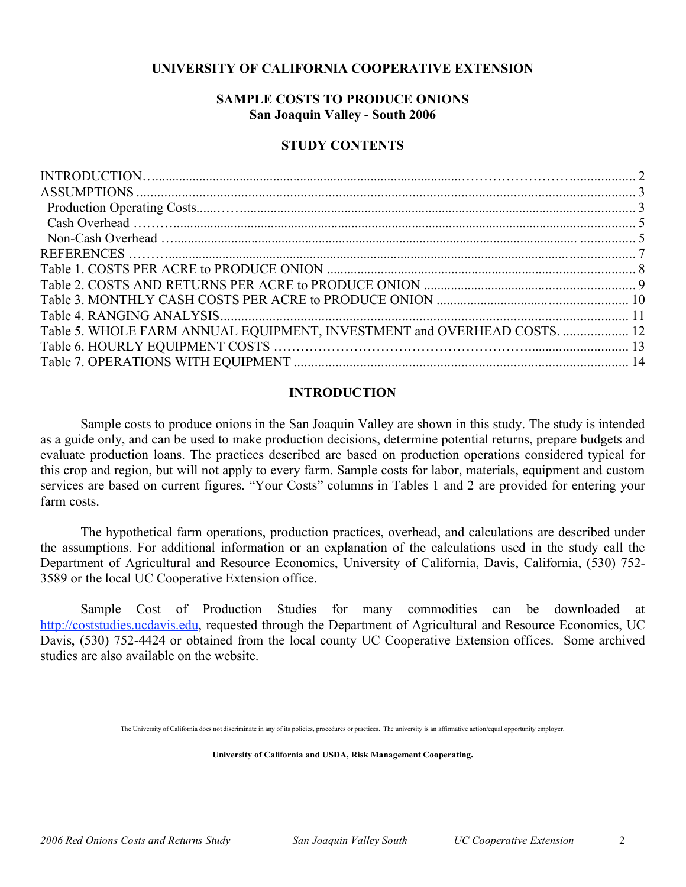**UNIVERSITY OF CALIFORNIA COOPERATIVE EXTENSION**

# SAMPLE COSTS TO PRODUCE ONIONS
## San Joaquin Valley - South 2006

### STUDY CONTENTS

| | |
|---|---|
| INTRODUCTION | 2 |
| ASSUMPTIONS | 3 |
| Production Operating Costs | 3 |
| Cash Overhead | 5 |
| Non-Cash Overhead | 5 |
| REFERENCES | 7 |
| Table 1. COSTS PER ACRE to PRODUCE ONION | 8 |
| Table 2. COSTS AND RETURNS PER ACRE to PRODUCE ONION | 9 |
| Table 3. MONTHLY CASH COSTS PER ACRE to PRODUCE ONION | 10 |
| Table 4. RANGING ANALYSIS | 11 |
| Table 5. WHOLE FARM ANNUAL EQUIPMENT, INVESTMENT and OVERHEAD COSTS. | 12 |
| Table 6. HOURLY EQUIPMENT COSTS | 13 |
| Table 7. OPERATIONS WITH EQUIPMENT | 14 |

### INTRODUCTION

Sample costs to produce onions in the San Joaquin Valley are shown in this study. The study is intended as a guide only, and can be used to make production decisions, determine potential returns, prepare budgets and evaluate production loans. The practices described are based on production operations considered typical for this crop and region, but will not apply to every farm. Sample costs for labor, materials, equipment and custom services are based on current figures. "Your Costs" columns in Tables 1 and 2 are provided for entering your farm costs.

The hypothetical farm operations, production practices, overhead, and calculations are described under the assumptions. For additional information or an explanation of the calculations used in the study call the Department of Agricultural and Resource Economics, University of California, Davis, California, (530) 752-3589 or the local UC Cooperative Extension office.

Sample Cost of Production Studies for many commodities can be downloaded at http://coststudies.ucdavis.edu, requested through the Department of Agricultural and Resource Economics, UC Davis, (530) 752-4424 or obtained from the local county UC Cooperative Extension offices. Some archived studies are also available on the website.

The University of California does not discriminate in any of its policies, procedures or practices. The university is an affirmative action/equal opportunity employer.

**University of California and USDA, Risk Management Cooperating.**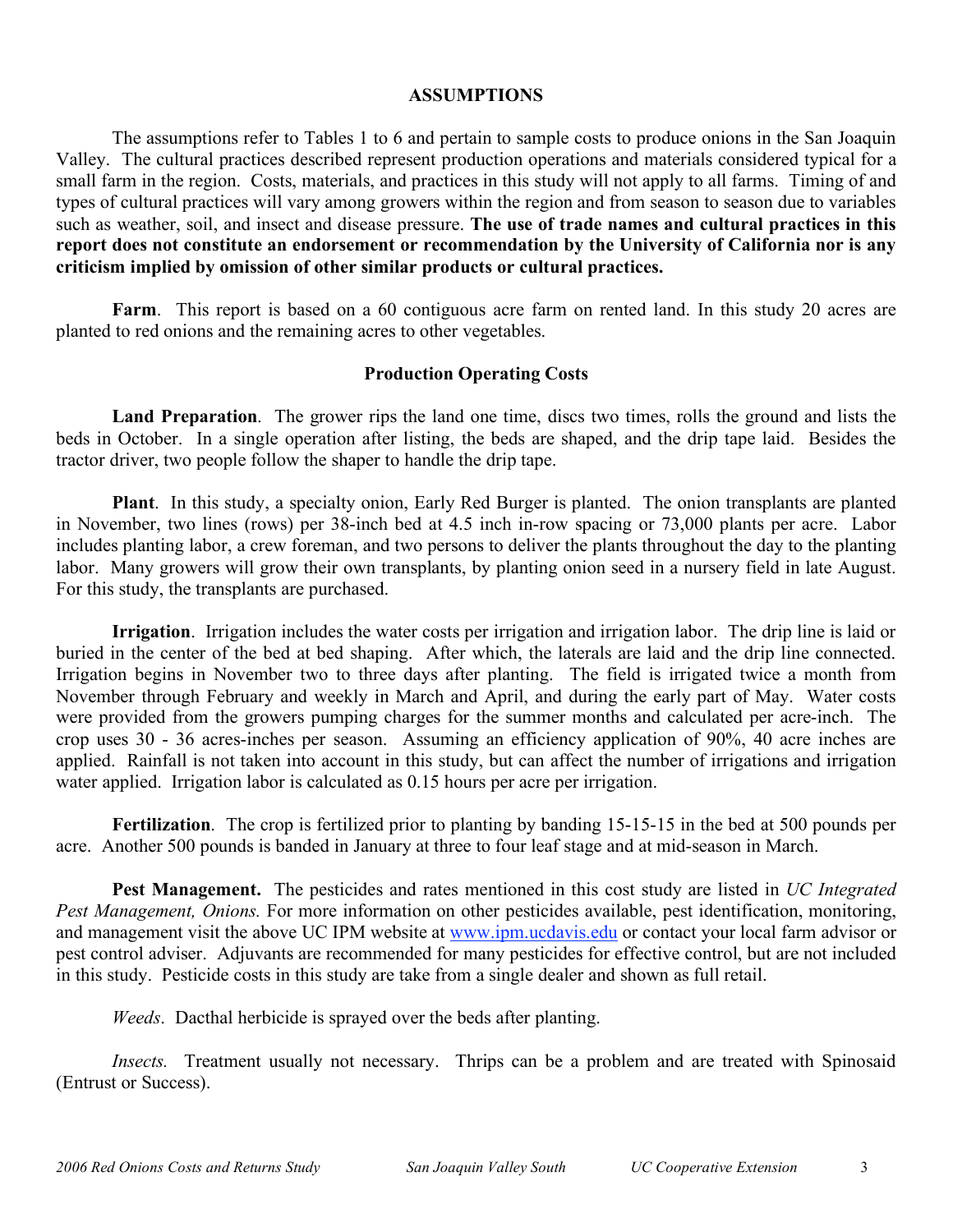## ASSUMPTIONS

The assumptions refer to Tables 1 to 6 and pertain to sample costs to produce onions in the San Joaquin Valley. The cultural practices described represent production operations and materials considered typical for a small farm in the region. Costs, materials, and practices in this study will not apply to all farms. Timing of and types of cultural practices will vary among growers within the region and from season to season due to variables such as weather, soil, and insect and disease pressure. **The use of trade names and cultural practices in this report does not constitute an endorsement or recommendation by the University of California nor is any criticism implied by omission of other similar products or cultural practices.**

**Farm**. This report is based on a 60 contiguous acre farm on rented land. In this study 20 acres are planted to red onions and the remaining acres to other vegetables.

### Production Operating Costs

**Land Preparation**. The grower rips the land one time, discs two times, rolls the ground and lists the beds in October. In a single operation after listing, the beds are shaped, and the drip tape laid. Besides the tractor driver, two people follow the shaper to handle the drip tape.

**Plant**. In this study, a specialty onion, Early Red Burger is planted. The onion transplants are planted in November, two lines (rows) per 38-inch bed at 4.5 inch in-row spacing or 73,000 plants per acre. Labor includes planting labor, a crew foreman, and two persons to deliver the plants throughout the day to the planting labor. Many growers will grow their own transplants, by planting onion seed in a nursery field in late August. For this study, the transplants are purchased.

**Irrigation**. Irrigation includes the water costs per irrigation and irrigation labor. The drip line is laid or buried in the center of the bed at bed shaping. After which, the laterals are laid and the drip line connected. Irrigation begins in November two to three days after planting. The field is irrigated twice a month from November through February and weekly in March and April, and during the early part of May. Water costs were provided from the growers pumping charges for the summer months and calculated per acre-inch. The crop uses 30 - 36 acres-inches per season. Assuming an efficiency application of 90%, 40 acre inches are applied. Rainfall is not taken into account in this study, but can affect the number of irrigations and irrigation water applied. Irrigation labor is calculated as 0.15 hours per acre per irrigation.

**Fertilization**. The crop is fertilized prior to planting by banding 15-15-15 in the bed at 500 pounds per acre. Another 500 pounds is banded in January at three to four leaf stage and at mid-season in March.

**Pest Management.** The pesticides and rates mentioned in this cost study are listed in *UC Integrated Pest Management, Onions.* For more information on other pesticides available, pest identification, monitoring, and management visit the above UC IPM website at www.ipm.ucdavis.edu or contact your local farm advisor or pest control adviser. Adjuvants are recommended for many pesticides for effective control, but are not included in this study. Pesticide costs in this study are take from a single dealer and shown as full retail.

*Weeds*. Dacthal herbicide is sprayed over the beds after planting.

*Insects.* Treatment usually not necessary. Thrips can be a problem and are treated with Spinosaid (Entrust or Success).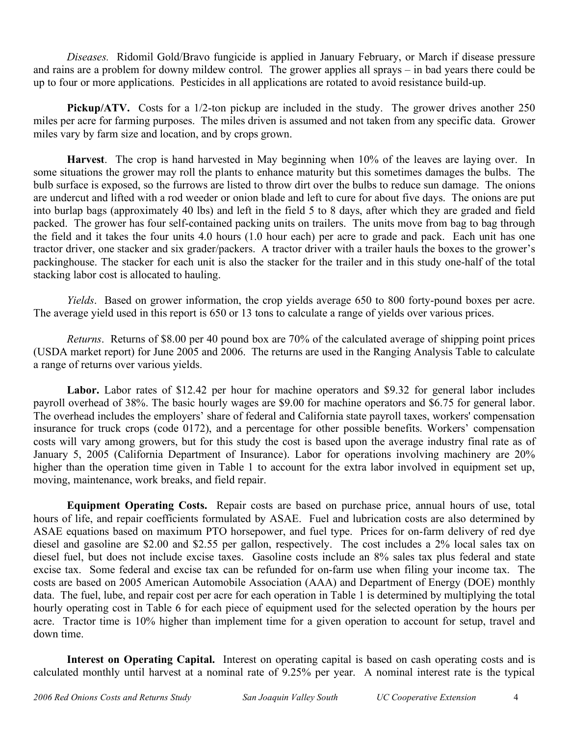*Diseases.* Ridomil Gold/Bravo fungicide is applied in January February, or March if disease pressure and rains are a problem for downy mildew control. The grower applies all sprays – in bad years there could be up to four or more applications. Pesticides in all applications are rotated to avoid resistance build-up.

**Pickup/ATV.** Costs for a 1/2-ton pickup are included in the study. The grower drives another 250 miles per acre for farming purposes. The miles driven is assumed and not taken from any specific data. Grower miles vary by farm size and location, and by crops grown.

**Harvest**. The crop is hand harvested in May beginning when 10% of the leaves are laying over. In some situations the grower may roll the plants to enhance maturity but this sometimes damages the bulbs. The bulb surface is exposed, so the furrows are listed to throw dirt over the bulbs to reduce sun damage. The onions are undercut and lifted with a rod weeder or onion blade and left to cure for about five days. The onions are put into burlap bags (approximately 40 lbs) and left in the field 5 to 8 days, after which they are graded and field packed. The grower has four self-contained packing units on trailers. The units move from bag to bag through the field and it takes the four units 4.0 hours (1.0 hour each) per acre to grade and pack. Each unit has one tractor driver, one stacker and six grader/packers. A tractor driver with a trailer hauls the boxes to the grower's packinghouse. The stacker for each unit is also the stacker for the trailer and in this study one-half of the total stacking labor cost is allocated to hauling.

*Yields*. Based on grower information, the crop yields average 650 to 800 forty-pound boxes per acre. The average yield used in this report is 650 or 13 tons to calculate a range of yields over various prices.

*Returns*. Returns of $8.00 per 40 pound box are 70% of the calculated average of shipping point prices (USDA market report) for June 2005 and 2006. The returns are used in the Ranging Analysis Table to calculate a range of returns over various yields.

**Labor.** Labor rates of $12.42 per hour for machine operators and $9.32 for general labor includes payroll overhead of 38%. The basic hourly wages are $9.00 for machine operators and $6.75 for general labor. The overhead includes the employers' share of federal and California state payroll taxes, workers' compensation insurance for truck crops (code 0172), and a percentage for other possible benefits. Workers' compensation costs will vary among growers, but for this study the cost is based upon the average industry final rate as of January 5, 2005 (California Department of Insurance). Labor for operations involving machinery are 20% higher than the operation time given in Table 1 to account for the extra labor involved in equipment set up, moving, maintenance, work breaks, and field repair.

**Equipment Operating Costs.** Repair costs are based on purchase price, annual hours of use, total hours of life, and repair coefficients formulated by ASAE. Fuel and lubrication costs are also determined by ASAE equations based on maximum PTO horsepower, and fuel type. Prices for on-farm delivery of red dye diesel and gasoline are $2.00 and $2.55 per gallon, respectively. The cost includes a 2% local sales tax on diesel fuel, but does not include excise taxes. Gasoline costs include an 8% sales tax plus federal and state excise tax. Some federal and excise tax can be refunded for on-farm use when filing your income tax. The costs are based on 2005 American Automobile Association (AAA) and Department of Energy (DOE) monthly data. The fuel, lube, and repair cost per acre for each operation in Table 1 is determined by multiplying the total hourly operating cost in Table 6 for each piece of equipment used for the selected operation by the hours per acre. Tractor time is 10% higher than implement time for a given operation to account for setup, travel and down time.

**Interest on Operating Capital.** Interest on operating capital is based on cash operating costs and is calculated monthly until harvest at a nominal rate of 9.25% per year. A nominal interest rate is the typical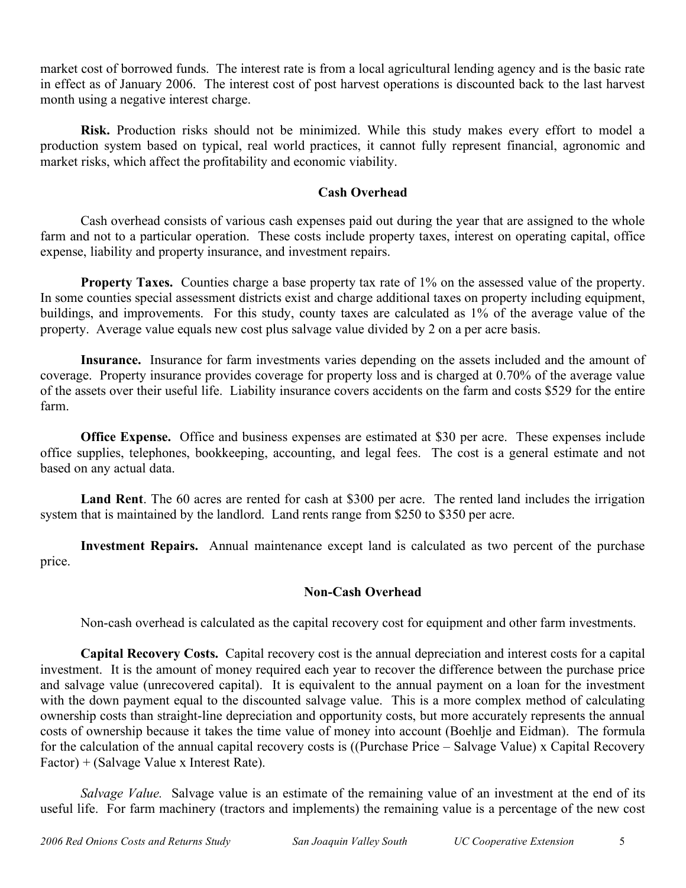market cost of borrowed funds. The interest rate is from a local agricultural lending agency and is the basic rate in effect as of January 2006. The interest cost of post harvest operations is discounted back to the last harvest month using a negative interest charge.

**Risk.** Production risks should not be minimized. While this study makes every effort to model a production system based on typical, real world practices, it cannot fully represent financial, agronomic and market risks, which affect the profitability and economic viability.

## Cash Overhead

Cash overhead consists of various cash expenses paid out during the year that are assigned to the whole farm and not to a particular operation. These costs include property taxes, interest on operating capital, office expense, liability and property insurance, and investment repairs.

**Property Taxes.** Counties charge a base property tax rate of 1% on the assessed value of the property. In some counties special assessment districts exist and charge additional taxes on property including equipment, buildings, and improvements. For this study, county taxes are calculated as 1% of the average value of the property. Average value equals new cost plus salvage value divided by 2 on a per acre basis.

**Insurance.** Insurance for farm investments varies depending on the assets included and the amount of coverage. Property insurance provides coverage for property loss and is charged at 0.70% of the average value of the assets over their useful life. Liability insurance covers accidents on the farm and costs $529 for the entire farm.

**Office Expense.** Office and business expenses are estimated at $30 per acre. These expenses include office supplies, telephones, bookkeeping, accounting, and legal fees. The cost is a general estimate and not based on any actual data.

**Land Rent**. The 60 acres are rented for cash at $300 per acre. The rented land includes the irrigation system that is maintained by the landlord. Land rents range from $250 to $350 per acre.

**Investment Repairs.** Annual maintenance except land is calculated as two percent of the purchase price.

## Non-Cash Overhead

Non-cash overhead is calculated as the capital recovery cost for equipment and other farm investments.

**Capital Recovery Costs.** Capital recovery cost is the annual depreciation and interest costs for a capital investment. It is the amount of money required each year to recover the difference between the purchase price and salvage value (unrecovered capital). It is equivalent to the annual payment on a loan for the investment with the down payment equal to the discounted salvage value. This is a more complex method of calculating ownership costs than straight-line depreciation and opportunity costs, but more accurately represents the annual costs of ownership because it takes the time value of money into account (Boehlje and Eidman). The formula for the calculation of the annual capital recovery costs is ((Purchase Price – Salvage Value) x Capital Recovery Factor) + (Salvage Value x Interest Rate).

*Salvage Value.* Salvage value is an estimate of the remaining value of an investment at the end of its useful life. For farm machinery (tractors and implements) the remaining value is a percentage of the new cost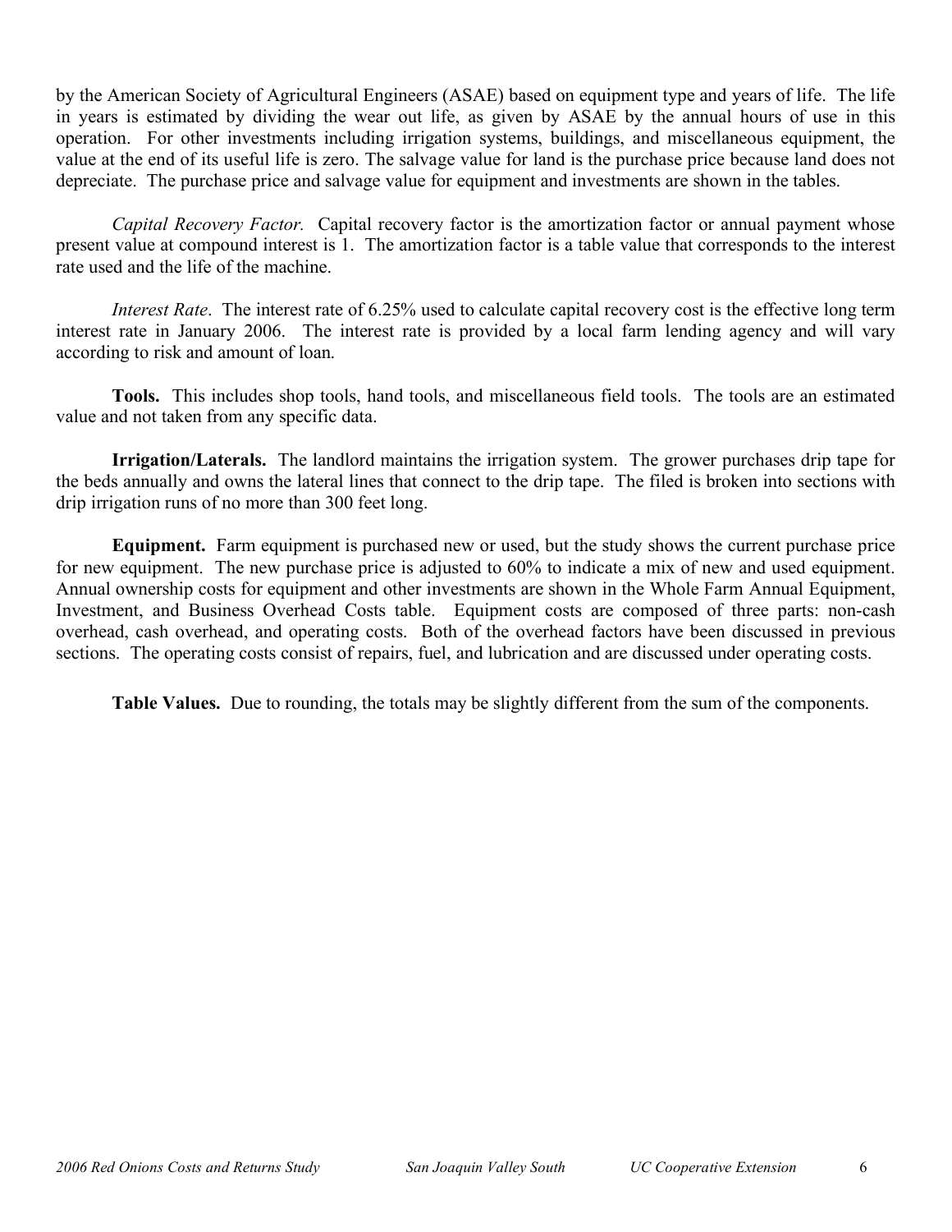by the American Society of Agricultural Engineers (ASAE) based on equipment type and years of life. The life in years is estimated by dividing the wear out life, as given by ASAE by the annual hours of use in this operation. For other investments including irrigation systems, buildings, and miscellaneous equipment, the value at the end of its useful life is zero. The salvage value for land is the purchase price because land does not depreciate. The purchase price and salvage value for equipment and investments are shown in the tables.

*Capital Recovery Factor.* Capital recovery factor is the amortization factor or annual payment whose present value at compound interest is 1. The amortization factor is a table value that corresponds to the interest rate used and the life of the machine.

*Interest Rate*. The interest rate of 6.25% used to calculate capital recovery cost is the effective long term interest rate in January 2006. The interest rate is provided by a local farm lending agency and will vary according to risk and amount of loan.

**Tools.** This includes shop tools, hand tools, and miscellaneous field tools. The tools are an estimated value and not taken from any specific data.

**Irrigation/Laterals.** The landlord maintains the irrigation system. The grower purchases drip tape for the beds annually and owns the lateral lines that connect to the drip tape. The filed is broken into sections with drip irrigation runs of no more than 300 feet long.

**Equipment.** Farm equipment is purchased new or used, but the study shows the current purchase price for new equipment. The new purchase price is adjusted to 60% to indicate a mix of new and used equipment. Annual ownership costs for equipment and other investments are shown in the Whole Farm Annual Equipment, Investment, and Business Overhead Costs table. Equipment costs are composed of three parts: non-cash overhead, cash overhead, and operating costs. Both of the overhead factors have been discussed in previous sections. The operating costs consist of repairs, fuel, and lubrication and are discussed under operating costs.

**Table Values.** Due to rounding, the totals may be slightly different from the sum of the components.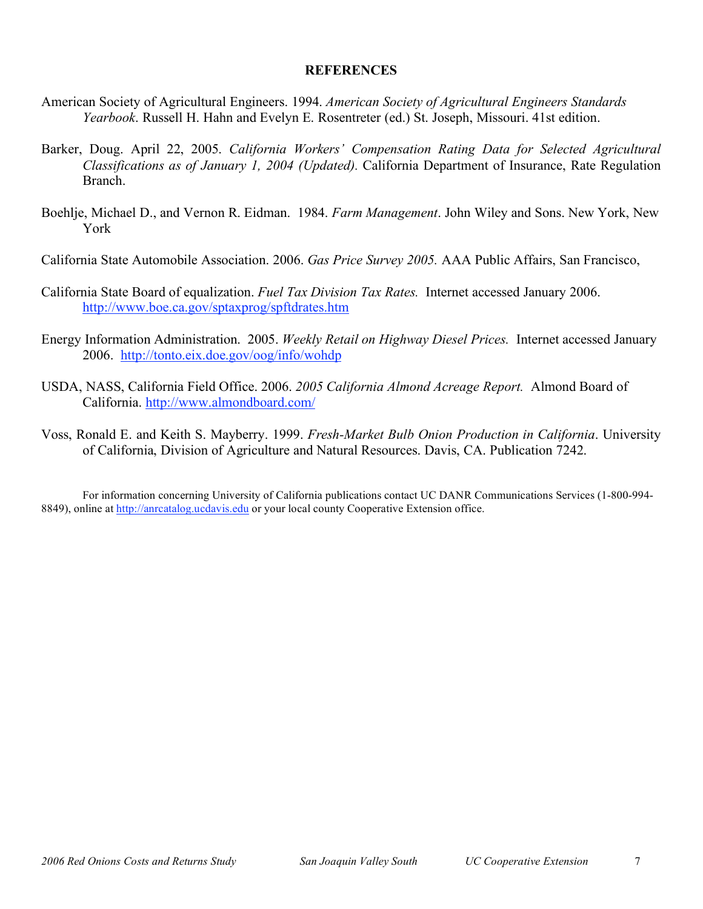## REFERENCES

American Society of Agricultural Engineers. 1994. *American Society of Agricultural Engineers Standards Yearbook*. Russell H. Hahn and Evelyn E. Rosentreter (ed.) St. Joseph, Missouri. 41st edition.

Barker, Doug. April 22, 2005. *California Workers' Compensation Rating Data for Selected Agricultural Classifications as of January 1, 2004 (Updated)*. California Department of Insurance, Rate Regulation Branch.

Boehlje, Michael D., and Vernon R. Eidman. 1984. *Farm Management*. John Wiley and Sons. New York, New York

California State Automobile Association. 2006. *Gas Price Survey 2005.* AAA Public Affairs, San Francisco,

California State Board of equalization. *Fuel Tax Division Tax Rates.* Internet accessed January 2006. http://www.boe.ca.gov/sptaxprog/spftdrates.htm

Energy Information Administration. 2005. *Weekly Retail on Highway Diesel Prices.* Internet accessed January 2006. http://tonto.eix.doe.gov/oog/info/wohdp

USDA, NASS, California Field Office. 2006. *2005 California Almond Acreage Report.* Almond Board of California. http://www.almondboard.com/

Voss, Ronald E. and Keith S. Mayberry. 1999. *Fresh-Market Bulb Onion Production in California*. University of California, Division of Agriculture and Natural Resources. Davis, CA. Publication 7242.

For information concerning University of California publications contact UC DANR Communications Services (1-800-994-8849), online at http://anrcatalog.ucdavis.edu or your local county Cooperative Extension office.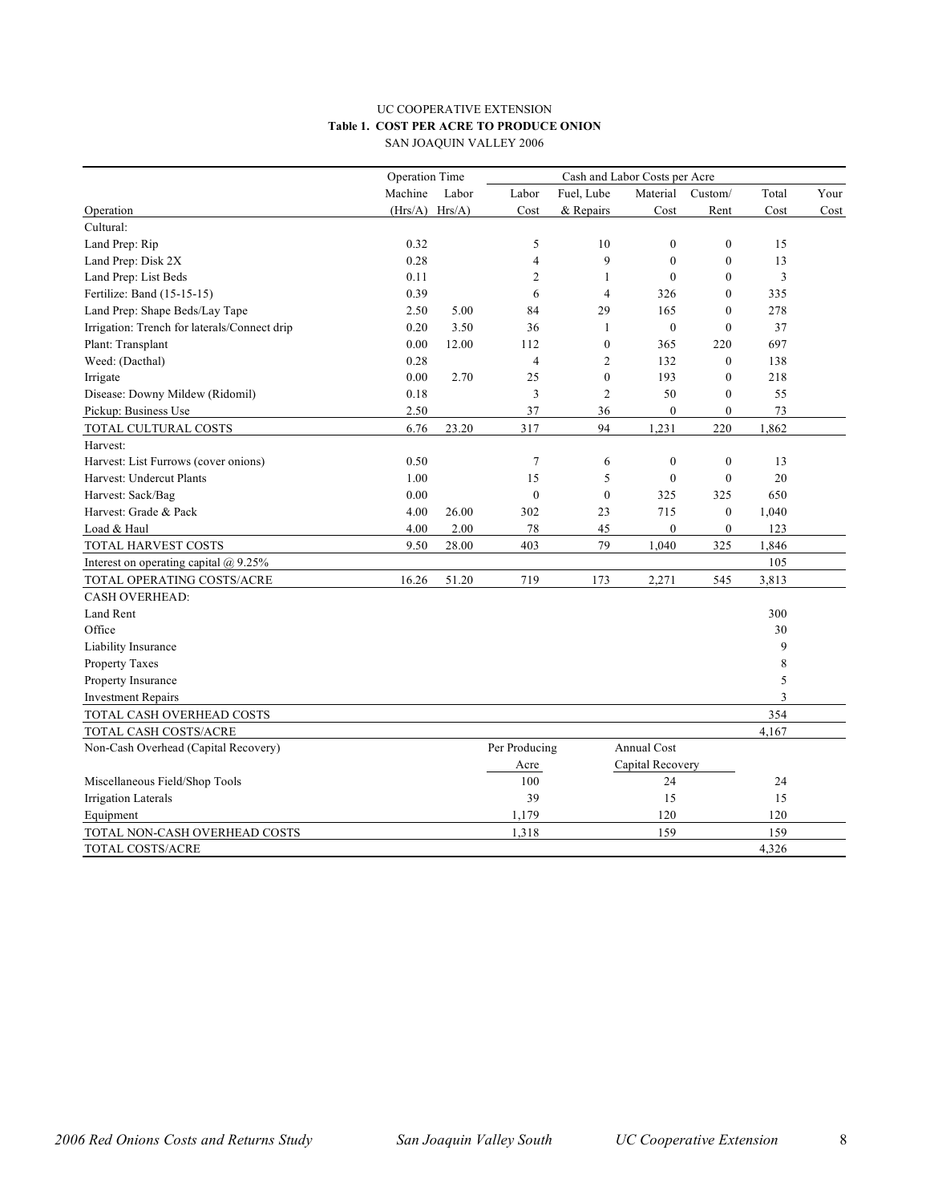UC COOPERATIVE EXTENSION

**Table 1. COST PER ACRE TO PRODUCE ONION**

SAN JOAQUIN VALLEY 2006

| | Operation Time | | Cash and Labor Costs per Acre | | | | | |
|---|---|---|---|---|---|---|---|---|
| Operation | Machine (Hrs/A) | Labor Hrs/A) | Labor Cost | Fuel, Lube & Repairs | Material Cost | Custom/ Rent | Total Cost | Your Cost |
| Cultural: | | | | | | | | |
| Land Prep: Rip | 0.32 | | 5 | 10 | 0 | 0 | 15 | |
| Land Prep: Disk 2X | 0.28 | | 4 | 9 | 0 | 0 | 13 | |
| Land Prep: List Beds | 0.11 | | 2 | 1 | 0 | 0 | 3 | |
| Fertilize: Band (15-15-15) | 0.39 | | 6 | 4 | 326 | 0 | 335 | |
| Land Prep: Shape Beds/Lay Tape | 2.50 | 5.00 | 84 | 29 | 165 | 0 | 278 | |
| Irrigation: Trench for laterals/Connect drip | 0.20 | 3.50 | 36 | 1 | 0 | 0 | 37 | |
| Plant: Transplant | 0.00 | 12.00 | 112 | 0 | 365 | 220 | 697 | |
| Weed: (Dacthal) | 0.28 | | 4 | 2 | 132 | 0 | 138 | |
| Irrigate | 0.00 | 2.70 | 25 | 0 | 193 | 0 | 218 | |
| Disease: Downy Mildew (Ridomil) | 0.18 | | 3 | 2 | 50 | 0 | 55 | |
| Pickup: Business Use | 2.50 | | 37 | 36 | 0 | 0 | 73 | |
| TOTAL CULTURAL COSTS | 6.76 | 23.20 | 317 | 94 | 1,231 | 220 | 1,862 | |
| Harvest: | | | | | | | | |
| Harvest: List Furrows (cover onions) | 0.50 | | 7 | 6 | 0 | 0 | 13 | |
| Harvest: Undercut Plants | 1.00 | | 15 | 5 | 0 | 0 | 20 | |
| Harvest: Sack/Bag | 0.00 | | 0 | 0 | 325 | 325 | 650 | |
| Harvest: Grade & Pack | 4.00 | 26.00 | 302 | 23 | 715 | 0 | 1,040 | |
| Load & Haul | 4.00 | 2.00 | 78 | 45 | 0 | 0 | 123 | |
| TOTAL HARVEST COSTS | 9.50 | 28.00 | 403 | 79 | 1,040 | 325 | 1,846 | |
| Interest on operating capital @ 9.25% | | | | | | | 105 | |
| TOTAL OPERATING COSTS/ACRE | 16.26 | 51.20 | 719 | 173 | 2,271 | 545 | 3,813 | |
| CASH OVERHEAD: | | | | | | | | |
| Land Rent | | | | | | | 300 | |
| Office | | | | | | | 30 | |
| Liability Insurance | | | | | | | 9 | |
| Property Taxes | | | | | | | 8 | |
| Property Insurance | | | | | | | 5 | |
| Investment Repairs | | | | | | | 3 | |
| TOTAL CASH OVERHEAD COSTS | | | | | | | 354 | |
| TOTAL CASH COSTS/ACRE | | | | | | | 4,167 | |
| Non-Cash Overhead (Capital Recovery) | | | Per Producing Acre | | Annual Cost Capital Recovery | | | |
| Miscellaneous Field/Shop Tools | | | 100 | | 24 | | 24 | |
| Irrigation Laterals | | | 39 | | 15 | | 15 | |
| Equipment | | | 1,179 | | 120 | | 120 | |
| TOTAL NON-CASH OVERHEAD COSTS | | | 1,318 | | 159 | | 159 | |
| TOTAL COSTS/ACRE | | | | | | | 4,326 | |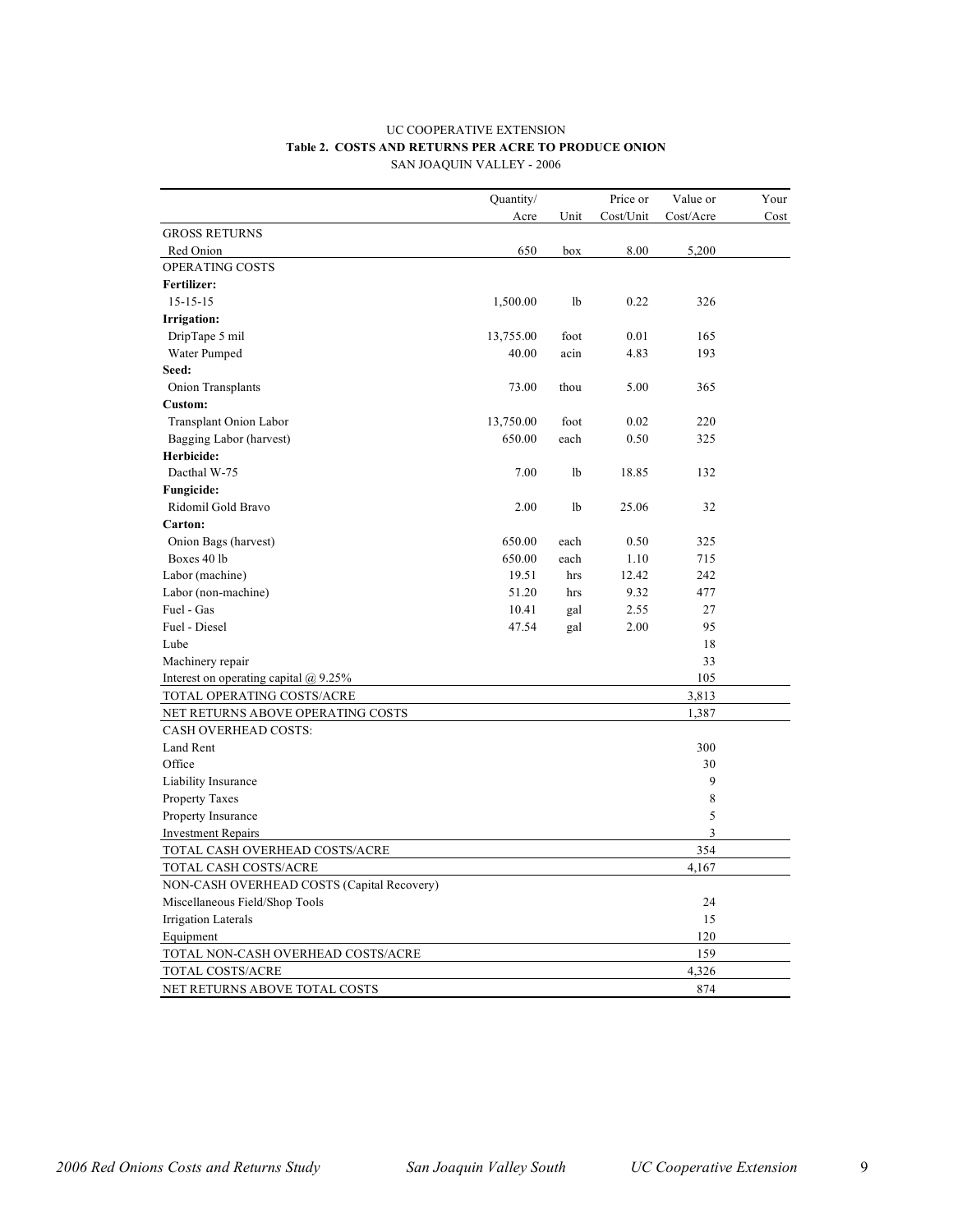UC COOPERATIVE EXTENSION

**Table 2. COSTS AND RETURNS PER ACRE TO PRODUCE ONION**

SAN JOAQUIN VALLEY - 2006

| | Quantity/ Acre | Unit | Price or Cost/Unit | Value or Cost/Acre | Your Cost |
|---|---|---|---|---|---|
| GROSS RETURNS | | | | | |
| Red Onion | 650 | box | 8.00 | 5,200 | |
| OPERATING COSTS | | | | | |
| **Fertilizer:** | | | | | |
| 15-15-15 | 1,500.00 | lb | 0.22 | 326 | |
| **Irrigation:** | | | | | |
| DripTape 5 mil | 13,755.00 | foot | 0.01 | 165 | |
| Water Pumped | 40.00 | acin | 4.83 | 193 | |
| **Seed:** | | | | | |
| Onion Transplants | 73.00 | thou | 5.00 | 365 | |
| **Custom:** | | | | | |
| Transplant Onion Labor | 13,750.00 | foot | 0.02 | 220 | |
| Bagging Labor (harvest) | 650.00 | each | 0.50 | 325 | |
| **Herbicide:** | | | | | |
| Dacthal W-75 | 7.00 | lb | 18.85 | 132 | |
| **Fungicide:** | | | | | |
| Ridomil Gold Bravo | 2.00 | lb | 25.06 | 32 | |
| **Carton:** | | | | | |
| Onion Bags (harvest) | 650.00 | each | 0.50 | 325 | |
| Boxes 40 lb | 650.00 | each | 1.10 | 715 | |
| Labor (machine) | 19.51 | hrs | 12.42 | 242 | |
| Labor (non-machine) | 51.20 | hrs | 9.32 | 477 | |
| Fuel - Gas | 10.41 | gal | 2.55 | 27 | |
| Fuel - Diesel | 47.54 | gal | 2.00 | 95 | |
| Lube | | | | 18 | |
| Machinery repair | | | | 33 | |
| Interest on operating capital @ 9.25% | | | | 105 | |
| TOTAL OPERATING COSTS/ACRE | | | | 3,813 | |
| NET RETURNS ABOVE OPERATING COSTS | | | | 1,387 | |
| CASH OVERHEAD COSTS: | | | | | |
| Land Rent | | | | 300 | |
| Office | | | | 30 | |
| Liability Insurance | | | | 9 | |
| Property Taxes | | | | 8 | |
| Property Insurance | | | | 5 | |
| Investment Repairs | | | | 3 | |
| TOTAL CASH OVERHEAD COSTS/ACRE | | | | 354 | |
| TOTAL CASH COSTS/ACRE | | | | 4,167 | |
| NON-CASH OVERHEAD COSTS (Capital Recovery) | | | | | |
| Miscellaneous Field/Shop Tools | | | | 24 | |
| Irrigation Laterals | | | | 15 | |
| Equipment | | | | 120 | |
| TOTAL NON-CASH OVERHEAD COSTS/ACRE | | | | 159 | |
| TOTAL COSTS/ACRE | | | | 4,326 | |
| NET RETURNS ABOVE TOTAL COSTS | | | | 874 | |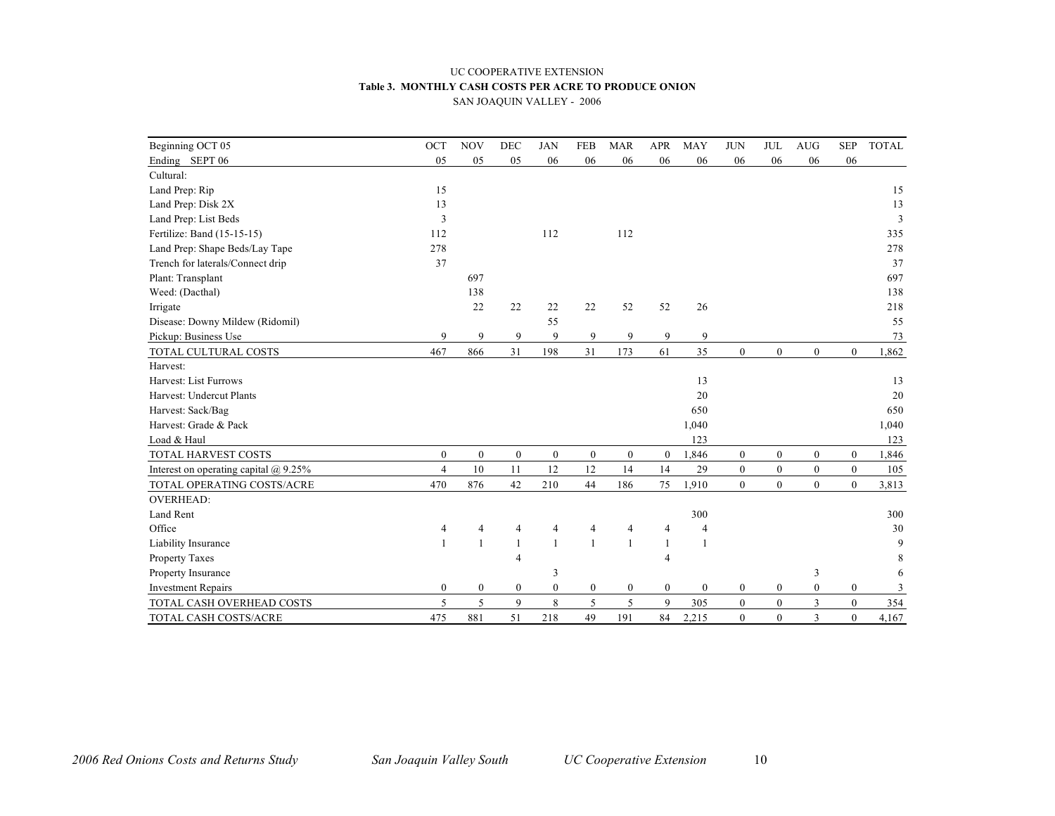UC COOPERATIVE EXTENSION

**Table 3. MONTHLY CASH COSTS PER ACRE TO PRODUCE ONION**

SAN JOAQUIN VALLEY - 2006

| Beginning OCT 05 | OCT | NOV | DEC | JAN | FEB | MAR | APR | MAY | JUN | JUL | AUG | SEP | TOTAL |
|---|---|---|---|---|---|---|---|---|---|---|---|---|---|
| Ending SEPT 06 | 05 | 05 | 05 | 06 | 06 | 06 | 06 | 06 | 06 | 06 | 06 | 06 | |
| Cultural: | | | | | | | | | | | | | |
| Land Prep: Rip | 15 | | | | | | | | | | | | 15 |
| Land Prep: Disk 2X | 13 | | | | | | | | | | | | 13 |
| Land Prep: List Beds | 3 | | | | | | | | | | | | 3 |
| Fertilize: Band (15-15-15) | 112 | | | 112 | | 112 | | | | | | | 335 |
| Land Prep: Shape Beds/Lay Tape | 278 | | | | | | | | | | | | 278 |
| Trench for laterals/Connect drip | 37 | | | | | | | | | | | | 37 |
| Plant: Transplant | | 697 | | | | | | | | | | | 697 |
| Weed: (Dacthal) | | 138 | | | | | | | | | | | 138 |
| Irrigate | | 22 | 22 | 22 | 22 | 52 | 52 | 26 | | | | | 218 |
| Disease: Downy Mildew (Ridomil) | | | | 55 | | | | | | | | | 55 |
| Pickup: Business Use | 9 | 9 | 9 | 9 | 9 | 9 | 9 | 9 | | | | | 73 |
| TOTAL CULTURAL COSTS | 467 | 866 | 31 | 198 | 31 | 173 | 61 | 35 | 0 | 0 | 0 | 0 | 1,862 |
| Harvest: | | | | | | | | | | | | | |
| Harvest: List Furrows | | | | | | | | 13 | | | | | 13 |
| Harvest: Undercut Plants | | | | | | | | 20 | | | | | 20 |
| Harvest: Sack/Bag | | | | | | | | 650 | | | | | 650 |
| Harvest: Grade & Pack | | | | | | | | 1,040 | | | | | 1,040 |
| Load & Haul | | | | | | | | 123 | | | | | 123 |
| TOTAL HARVEST COSTS | 0 | 0 | 0 | 0 | 0 | 0 | 0 | 1,846 | 0 | 0 | 0 | 0 | 1,846 |
| Interest on operating capital @ 9.25% | 4 | 10 | 11 | 12 | 12 | 14 | 14 | 29 | 0 | 0 | 0 | 0 | 105 |
| TOTAL OPERATING COSTS/ACRE | 470 | 876 | 42 | 210 | 44 | 186 | 75 | 1,910 | 0 | 0 | 0 | 0 | 3,813 |
| OVERHEAD: | | | | | | | | | | | | | |
| Land Rent | | | | | | | | 300 | | | | | 300 |
| Office | 4 | 4 | 4 | 4 | 4 | 4 | 4 | 4 | | | | | 30 |
| Liability Insurance | 1 | 1 | 1 | 1 | 1 | 1 | 1 | 1 | | | | | 9 |
| Property Taxes | | | 4 | | | | 4 | | | | | | 8 |
| Property Insurance | | | | 3 | | | | | | | 3 | | 6 |
| Investment Repairs | 0 | 0 | 0 | 0 | 0 | 0 | 0 | 0 | 0 | 0 | 0 | 0 | 3 |
| TOTAL CASH OVERHEAD COSTS | 5 | 5 | 9 | 8 | 5 | 5 | 9 | 305 | 0 | 0 | 3 | 0 | 354 |
| TOTAL CASH COSTS/ACRE | 475 | 881 | 51 | 218 | 49 | 191 | 84 | 2,215 | 0 | 0 | 3 | 0 | 4,167 |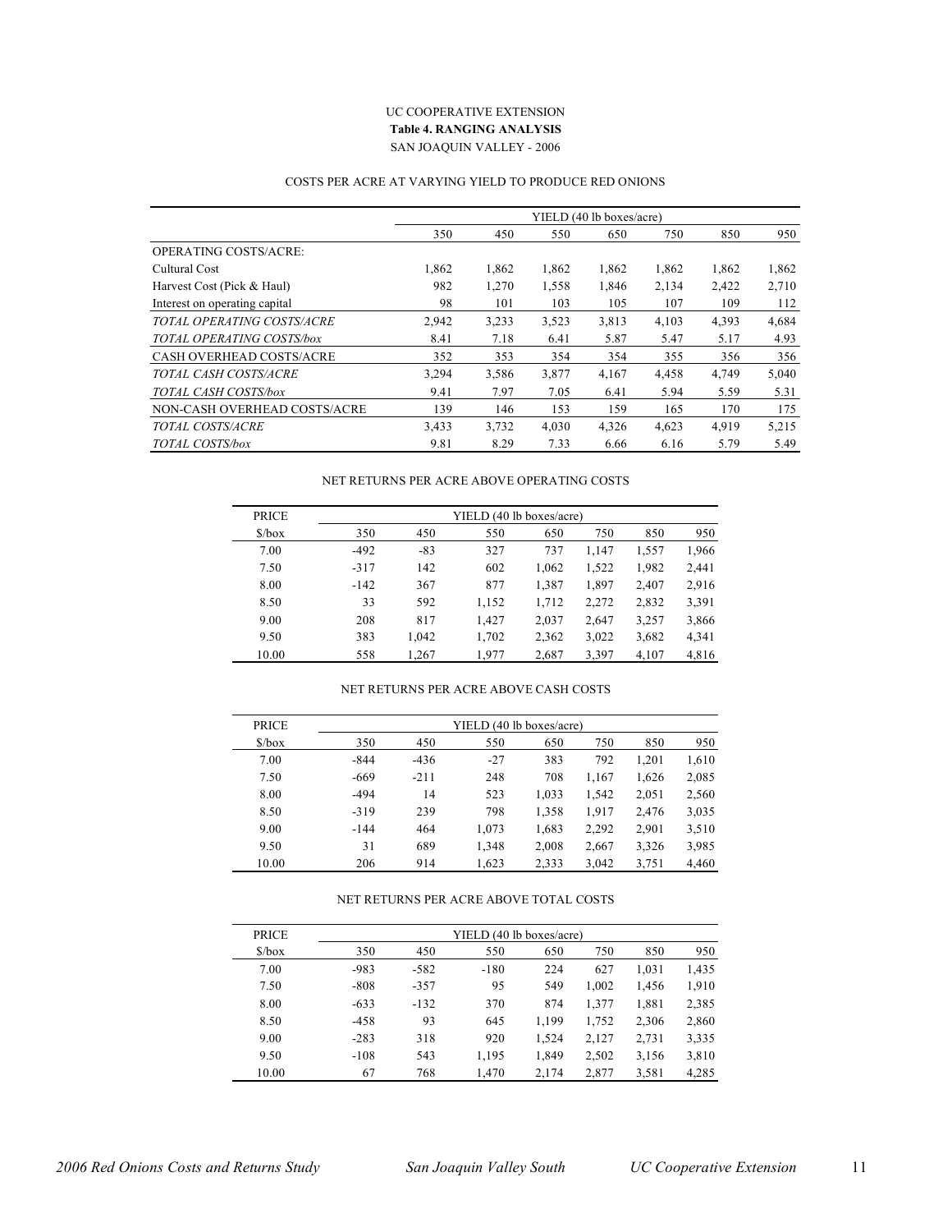UC COOPERATIVE EXTENSION

**Table 4. RANGING ANALYSIS**

SAN JOAQUIN VALLEY - 2006

COSTS PER ACRE AT VARYING YIELD TO PRODUCE RED ONIONS

| | YIELD (40 lb boxes/acre) | | | | | | |
|---|---|---|---|---|---|---|---|
| | 350 | 450 | 550 | 650 | 750 | 850 | 950 |
| OPERATING COSTS/ACRE: | | | | | | | |
| Cultural Cost | 1,862 | 1,862 | 1,862 | 1,862 | 1,862 | 1,862 | 1,862 |
| Harvest Cost (Pick & Haul) | 982 | 1,270 | 1,558 | 1,846 | 2,134 | 2,422 | 2,710 |
| Interest on operating capital | 98 | 101 | 103 | 105 | 107 | 109 | 112 |
| *TOTAL OPERATING COSTS/ACRE* | 2,942 | 3,233 | 3,523 | 3,813 | 4,103 | 4,393 | 4,684 |
| *TOTAL OPERATING COSTS/box* | 8.41 | 7.18 | 6.41 | 5.87 | 5.47 | 5.17 | 4.93 |
| CASH OVERHEAD COSTS/ACRE | 352 | 353 | 354 | 354 | 355 | 356 | 356 |
| *TOTAL CASH COSTS/ACRE* | 3,294 | 3,586 | 3,877 | 4,167 | 4,458 | 4,749 | 5,040 |
| *TOTAL CASH COSTS/box* | 9.41 | 7.97 | 7.05 | 6.41 | 5.94 | 5.59 | 5.31 |
| NON-CASH OVERHEAD COSTS/ACRE | 139 | 146 | 153 | 159 | 165 | 170 | 175 |
| *TOTAL COSTS/ACRE* | 3,433 | 3,732 | 4,030 | 4,326 | 4,623 | 4,919 | 5,215 |
| *TOTAL COSTS/box* | 9.81 | 8.29 | 7.33 | 6.66 | 6.16 | 5.79 | 5.49 |

NET RETURNS PER ACRE ABOVE OPERATING COSTS

| PRICE | YIELD (40 lb boxes/acre) | | | | | | |
|---|---|---|---|---|---|---|---|
| $/box | 350 | 450 | 550 | 650 | 750 | 850 | 950 |
| 7.00 | -492 | -83 | 327 | 737 | 1,147 | 1,557 | 1,966 |
| 7.50 | -317 | 142 | 602 | 1,062 | 1,522 | 1,982 | 2,441 |
| 8.00 | -142 | 367 | 877 | 1,387 | 1,897 | 2,407 | 2,916 |
| 8.50 | 33 | 592 | 1,152 | 1,712 | 2,272 | 2,832 | 3,391 |
| 9.00 | 208 | 817 | 1,427 | 2,037 | 2,647 | 3,257 | 3,866 |
| 9.50 | 383 | 1,042 | 1,702 | 2,362 | 3,022 | 3,682 | 4,341 |
| 10.00 | 558 | 1,267 | 1,977 | 2,687 | 3,397 | 4,107 | 4,816 |

NET RETURNS PER ACRE ABOVE CASH COSTS

| PRICE | YIELD (40 lb boxes/acre) | | | | | | |
|---|---|---|---|---|---|---|---|
| $/box | 350 | 450 | 550 | 650 | 750 | 850 | 950 |
| 7.00 | -844 | -436 | -27 | 383 | 792 | 1,201 | 1,610 |
| 7.50 | -669 | -211 | 248 | 708 | 1,167 | 1,626 | 2,085 |
| 8.00 | -494 | 14 | 523 | 1,033 | 1,542 | 2,051 | 2,560 |
| 8.50 | -319 | 239 | 798 | 1,358 | 1,917 | 2,476 | 3,035 |
| 9.00 | -144 | 464 | 1,073 | 1,683 | 2,292 | 2,901 | 3,510 |
| 9.50 | 31 | 689 | 1,348 | 2,008 | 2,667 | 3,326 | 3,985 |
| 10.00 | 206 | 914 | 1,623 | 2,333 | 3,042 | 3,751 | 4,460 |

NET RETURNS PER ACRE ABOVE TOTAL COSTS

| PRICE | YIELD (40 lb boxes/acre) | | | | | | |
|---|---|---|---|---|---|---|---|
| $/box | 350 | 450 | 550 | 650 | 750 | 850 | 950 |
| 7.00 | -983 | -582 | -180 | 224 | 627 | 1,031 | 1,435 |
| 7.50 | -808 | -357 | 95 | 549 | 1,002 | 1,456 | 1,910 |
| 8.00 | -633 | -132 | 370 | 874 | 1,377 | 1,881 | 2,385 |
| 8.50 | -458 | 93 | 645 | 1,199 | 1,752 | 2,306 | 2,860 |
| 9.00 | -283 | 318 | 920 | 1,524 | 2,127 | 2,731 | 3,335 |
| 9.50 | -108 | 543 | 1,195 | 1,849 | 2,502 | 3,156 | 3,810 |
| 10.00 | 67 | 768 | 1,470 | 2,174 | 2,877 | 3,581 | 4,285 |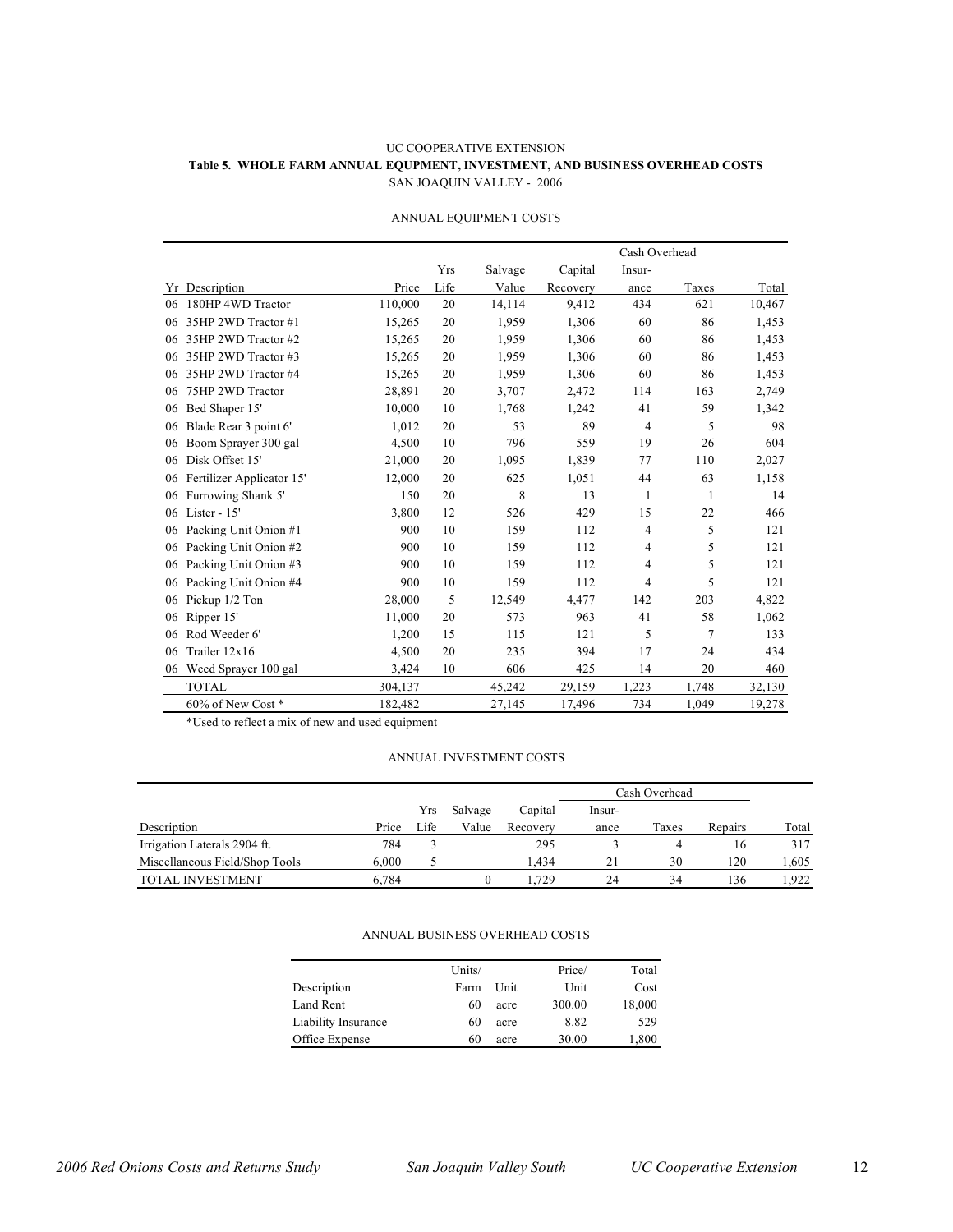UC COOPERATIVE EXTENSION

**Table 5. WHOLE FARM ANNUAL EQUPMENT, INVESTMENT, AND BUSINESS OVERHEAD COSTS**

SAN JOAQUIN VALLEY - 2006

ANNUAL EQUIPMENT COSTS

| | | | | | | Cash Overhead | | |
|---|---|---|---|---|---|---|---|---|
| | | | Yrs | Salvage | Capital | Insur- | | |
| Yr | Description | Price | Life | Value | Recovery | ance | Taxes | Total |
| 06 | 180HP 4WD Tractor | 110,000 | 20 | 14,114 | 9,412 | 434 | 621 | 10,467 |
| 06 | 35HP 2WD Tractor #1 | 15,265 | 20 | 1,959 | 1,306 | 60 | 86 | 1,453 |
| 06 | 35HP 2WD Tractor #2 | 15,265 | 20 | 1,959 | 1,306 | 60 | 86 | 1,453 |
| 06 | 35HP 2WD Tractor #3 | 15,265 | 20 | 1,959 | 1,306 | 60 | 86 | 1,453 |
| 06 | 35HP 2WD Tractor #4 | 15,265 | 20 | 1,959 | 1,306 | 60 | 86 | 1,453 |
| 06 | 75HP 2WD Tractor | 28,891 | 20 | 3,707 | 2,472 | 114 | 163 | 2,749 |
| 06 | Bed Shaper 15' | 10,000 | 10 | 1,768 | 1,242 | 41 | 59 | 1,342 |
| 06 | Blade Rear 3 point 6' | 1,012 | 20 | 53 | 89 | 4 | 5 | 98 |
| 06 | Boom Sprayer 300 gal | 4,500 | 10 | 796 | 559 | 19 | 26 | 604 |
| 06 | Disk Offset 15' | 21,000 | 20 | 1,095 | 1,839 | 77 | 110 | 2,027 |
| 06 | Fertilizer Applicator 15' | 12,000 | 20 | 625 | 1,051 | 44 | 63 | 1,158 |
| 06 | Furrowing Shank 5' | 150 | 20 | 8 | 13 | 1 | 1 | 14 |
| 06 | Lister - 15' | 3,800 | 12 | 526 | 429 | 15 | 22 | 466 |
| 06 | Packing Unit Onion #1 | 900 | 10 | 159 | 112 | 4 | 5 | 121 |
| 06 | Packing Unit Onion #2 | 900 | 10 | 159 | 112 | 4 | 5 | 121 |
| 06 | Packing Unit Onion #3 | 900 | 10 | 159 | 112 | 4 | 5 | 121 |
| 06 | Packing Unit Onion #4 | 900 | 10 | 159 | 112 | 4 | 5 | 121 |
| 06 | Pickup 1/2 Ton | 28,000 | 5 | 12,549 | 4,477 | 142 | 203 | 4,822 |
| 06 | Ripper 15' | 11,000 | 20 | 573 | 963 | 41 | 58 | 1,062 |
| 06 | Rod Weeder 6' | 1,200 | 15 | 115 | 121 | 5 | 7 | 133 |
| 06 | Trailer 12x16 | 4,500 | 20 | 235 | 394 | 17 | 24 | 434 |
| 06 | Weed Sprayer 100 gal | 3,424 | 10 | 606 | 425 | 14 | 20 | 460 |
| | TOTAL | 304,137 | | 45,242 | 29,159 | 1,223 | 1,748 | 32,130 |
| | 60% of New Cost * | 182,482 | | 27,145 | 17,496 | 734 | 1,049 | 19,278 |

*Used to reflect a mix of new and used equipment

ANNUAL INVESTMENT COSTS

| | | | | | Cash Overhead | | | |
|---|---|---|---|---|---|---|---|---|
| | | Yrs | Salvage | Capital | Insur- | | | |
| Description | Price | Life | Value | Recovery | ance | Taxes | Repairs | Total |
| Irrigation Laterals 2904 ft. | 784 | 3 | | 295 | 3 | 4 | 16 | 317 |
| Miscellaneous Field/Shop Tools | 6,000 | 5 | | 1,434 | 21 | 30 | 120 | 1,605 |
| TOTAL INVESTMENT | 6,784 | | 0 | 1,729 | 24 | 34 | 136 | 1,922 |

ANNUAL BUSINESS OVERHEAD COSTS

| | Units/ | | Price/ | Total |
|---|---|---|---|---|
| Description | Farm | Unit | Unit | Cost |
| Land Rent | 60 | acre | 300.00 | 18,000 |
| Liability Insurance | 60 | acre | 8.82 | 529 |
| Office Expense | 60 | acre | 30.00 | 1,800 |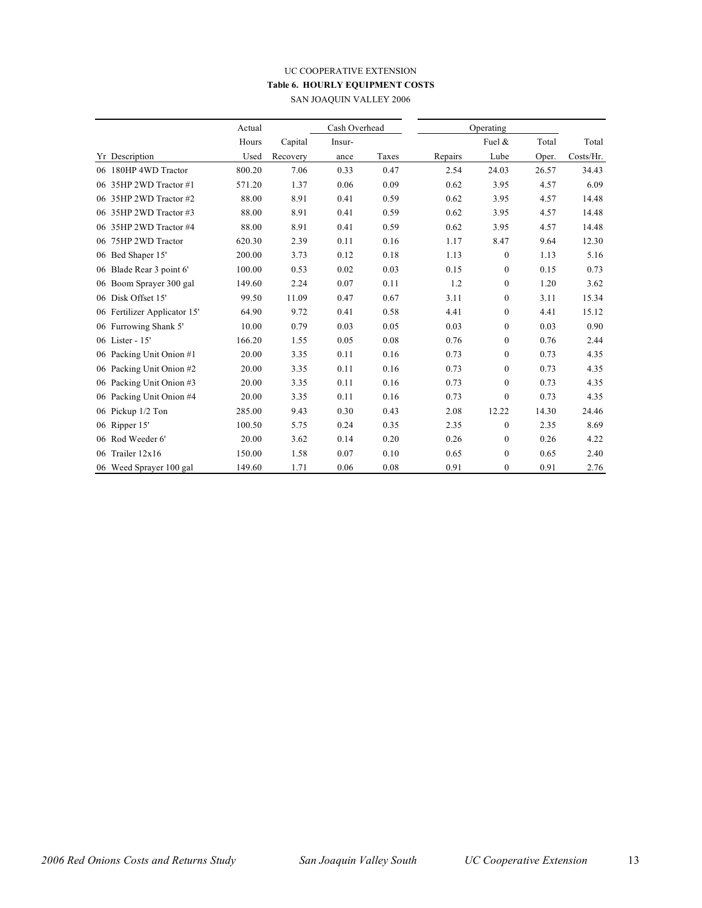UC COOPERATIVE EXTENSION

**Table 6. HOURLY EQUIPMENT COSTS**

SAN JOAQUIN VALLEY 2006

| | Actual | | Cash Overhead | | Operating | | | |
|---|---|---|---|---|---|---|---|---|
| | Hours | Capital | Insur- | | | Fuel & | Total | Total |
| Yr Description | Used | Recovery | ance | Taxes | Repairs | Lube | Oper. | Costs/Hr. |
| 06 180HP 4WD Tractor | 800.20 | 7.06 | 0.33 | 0.47 | 2.54 | 24.03 | 26.57 | 34.43 |
| 06 35HP 2WD Tractor #1 | 571.20 | 1.37 | 0.06 | 0.09 | 0.62 | 3.95 | 4.57 | 6.09 |
| 06 35HP 2WD Tractor #2 | 88.00 | 8.91 | 0.41 | 0.59 | 0.62 | 3.95 | 4.57 | 14.48 |
| 06 35HP 2WD Tractor #3 | 88.00 | 8.91 | 0.41 | 0.59 | 0.62 | 3.95 | 4.57 | 14.48 |
| 06 35HP 2WD Tractor #4 | 88.00 | 8.91 | 0.41 | 0.59 | 0.62 | 3.95 | 4.57 | 14.48 |
| 06 75HP 2WD Tractor | 620.30 | 2.39 | 0.11 | 0.16 | 1.17 | 8.47 | 9.64 | 12.30 |
| 06 Bed Shaper 15' | 200.00 | 3.73 | 0.12 | 0.18 | 1.13 | 0 | 1.13 | 5.16 |
| 06 Blade Rear 3 point 6' | 100.00 | 0.53 | 0.02 | 0.03 | 0.15 | 0 | 0.15 | 0.73 |
| 06 Boom Sprayer 300 gal | 149.60 | 2.24 | 0.07 | 0.11 | 1.2 | 0 | 1.20 | 3.62 |
| 06 Disk Offset 15' | 99.50 | 11.09 | 0.47 | 0.67 | 3.11 | 0 | 3.11 | 15.34 |
| 06 Fertilizer Applicator 15' | 64.90 | 9.72 | 0.41 | 0.58 | 4.41 | 0 | 4.41 | 15.12 |
| 06 Furrowing Shank 5' | 10.00 | 0.79 | 0.03 | 0.05 | 0.03 | 0 | 0.03 | 0.90 |
| 06 Lister - 15' | 166.20 | 1.55 | 0.05 | 0.08 | 0.76 | 0 | 0.76 | 2.44 |
| 06 Packing Unit Onion #1 | 20.00 | 3.35 | 0.11 | 0.16 | 0.73 | 0 | 0.73 | 4.35 |
| 06 Packing Unit Onion #2 | 20.00 | 3.35 | 0.11 | 0.16 | 0.73 | 0 | 0.73 | 4.35 |
| 06 Packing Unit Onion #3 | 20.00 | 3.35 | 0.11 | 0.16 | 0.73 | 0 | 0.73 | 4.35 |
| 06 Packing Unit Onion #4 | 20.00 | 3.35 | 0.11 | 0.16 | 0.73 | 0 | 0.73 | 4.35 |
| 06 Pickup 1/2 Ton | 285.00 | 9.43 | 0.30 | 0.43 | 2.08 | 12.22 | 14.30 | 24.46 |
| 06 Ripper 15' | 100.50 | 5.75 | 0.24 | 0.35 | 2.35 | 0 | 2.35 | 8.69 |
| 06 Rod Weeder 6' | 20.00 | 3.62 | 0.14 | 0.20 | 0.26 | 0 | 0.26 | 4.22 |
| 06 Trailer 12x16 | 150.00 | 1.58 | 0.07 | 0.10 | 0.65 | 0 | 0.65 | 2.40 |
| 06 Weed Sprayer 100 gal | 149.60 | 1.71 | 0.06 | 0.08 | 0.91 | 0 | 0.91 | 2.76 |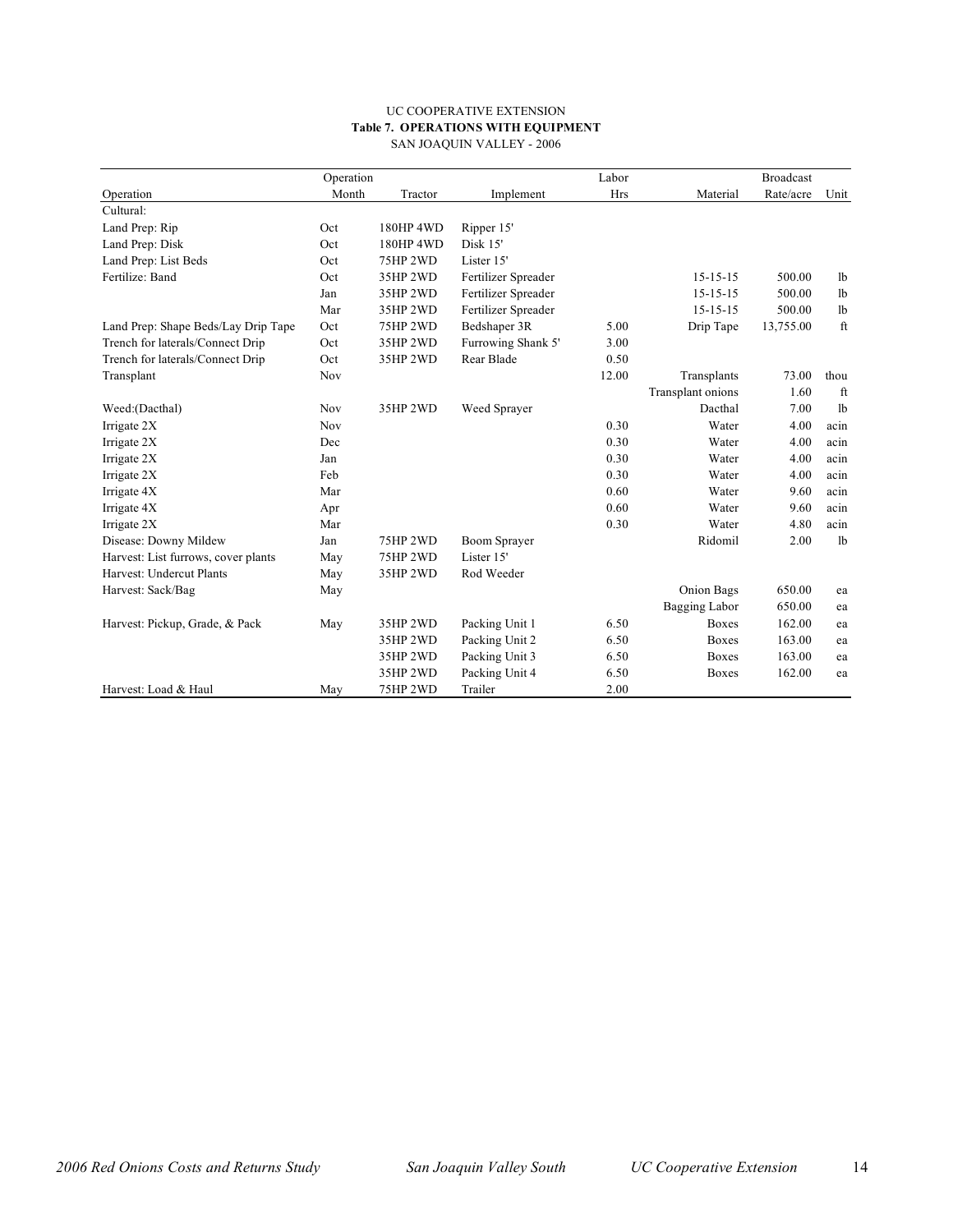UC COOPERATIVE EXTENSION

**Table 7. OPERATIONS WITH EQUIPMENT**

SAN JOAQUIN VALLEY - 2006

| Operation | Operation Month | Tractor | Implement | Labor Hrs | Material | Broadcast Rate/acre | Unit |
|---|---|---|---|---|---|---|---|
| Cultural: | | | | | | | |
| Land Prep: Rip | Oct | 180HP 4WD | Ripper 15' | | | | |
| Land Prep: Disk | Oct | 180HP 4WD | Disk 15' | | | | |
| Land Prep: List Beds | Oct | 75HP 2WD | Lister 15' | | | | |
| Fertilize: Band | Oct | 35HP 2WD | Fertilizer Spreader | | 15-15-15 | 500.00 | lb |
| | Jan | 35HP 2WD | Fertilizer Spreader | | 15-15-15 | 500.00 | lb |
| | Mar | 35HP 2WD | Fertilizer Spreader | | 15-15-15 | 500.00 | lb |
| Land Prep: Shape Beds/Lay Drip Tape | Oct | 75HP 2WD | Bedshaper 3R | 5.00 | Drip Tape | 13,755.00 | ft |
| Trench for laterals/Connect Drip | Oct | 35HP 2WD | Furrowing Shank 5' | 3.00 | | | |
| Trench for laterals/Connect Drip | Oct | 35HP 2WD | Rear Blade | 0.50 | | | |
| Transplant | Nov | | | 12.00 | Transplants | 73.00 | thou |
| | | | | | Transplant onions | 1.60 | ft |
| Weed:(Dacthal) | Nov | 35HP 2WD | Weed Sprayer | | Dacthal | 7.00 | lb |
| Irrigate 2X | Nov | | | 0.30 | Water | 4.00 | acin |
| Irrigate 2X | Dec | | | 0.30 | Water | 4.00 | acin |
| Irrigate 2X | Jan | | | 0.30 | Water | 4.00 | acin |
| Irrigate 2X | Feb | | | 0.30 | Water | 4.00 | acin |
| Irrigate 4X | Mar | | | 0.60 | Water | 9.60 | acin |
| Irrigate 4X | Apr | | | 0.60 | Water | 9.60 | acin |
| Irrigate 2X | Mar | | | 0.30 | Water | 4.80 | acin |
| Disease: Downy Mildew | Jan | 75HP 2WD | Boom Sprayer | | Ridomil | 2.00 | lb |
| Harvest: List furrows, cover plants | May | 75HP 2WD | Lister 15' | | | | |
| Harvest: Undercut Plants | May | 35HP 2WD | Rod Weeder | | | | |
| Harvest: Sack/Bag | May | | | | Onion Bags | 650.00 | ea |
| | | | | | Bagging Labor | 650.00 | ea |
| Harvest: Pickup, Grade, & Pack | May | 35HP 2WD | Packing Unit 1 | 6.50 | Boxes | 162.00 | ea |
| | | 35HP 2WD | Packing Unit 2 | 6.50 | Boxes | 163.00 | ea |
| | | 35HP 2WD | Packing Unit 3 | 6.50 | Boxes | 163.00 | ea |
| | | 35HP 2WD | Packing Unit 4 | 6.50 | Boxes | 162.00 | ea |
| Harvest: Load & Haul | May | 75HP 2WD | Trailer | 2.00 | | | |